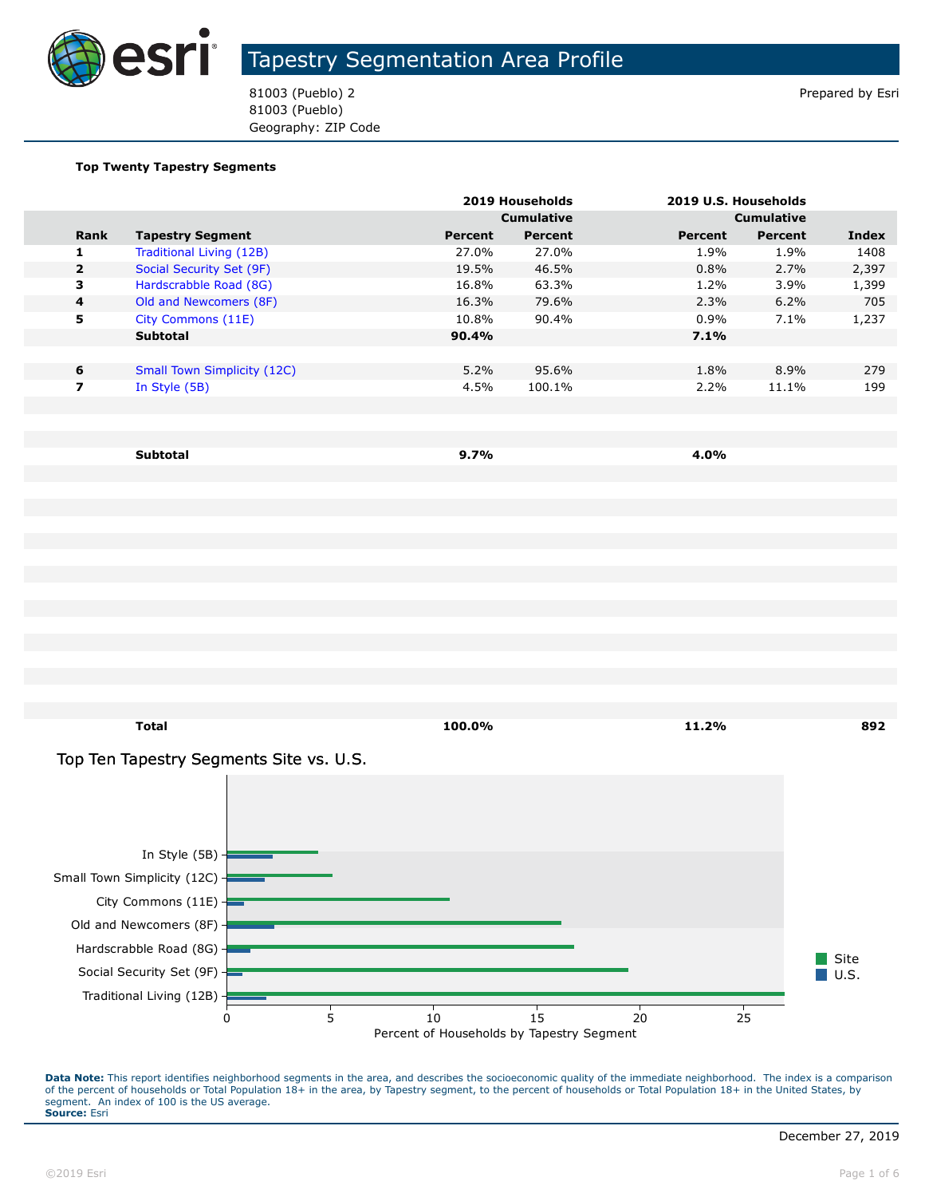# Tapestry Segmentation Area Profile

81003 (Pueblo) 2
81003 (Pueblo)
Geography: ZIP Code

Prepared by Esri

**Top Twenty Tapestry Segments**

| | | 2019 Households | | 2019 U.S. Households | | |
|---|---|---|---|---|---|---|
| | | | Cumulative | | Cumulative | |
| **Rank** | **Tapestry Segment** | **Percent** | **Percent** | **Percent** | **Percent** | **Index** |
| 1 | Traditional Living (12B) | 27.0% | 27.0% | 1.9% | 1.9% | 1408 |
| 2 | Social Security Set (9F) | 19.5% | 46.5% | 0.8% | 2.7% | 2,397 |
| 3 | Hardscrabble Road (8G) | 16.8% | 63.3% | 1.2% | 3.9% | 1,399 |
| 4 | Old and Newcomers (8F) | 16.3% | 79.6% | 2.3% | 6.2% | 705 |
| 5 | City Commons (11E) | 10.8% | 90.4% | 0.9% | 7.1% | 1,237 |
| | **Subtotal** | **90.4%** | | **7.1%** | | |
| 6 | Small Town Simplicity (12C) | 5.2% | 95.6% | 1.8% | 8.9% | 279 |
| 7 | In Style (5B) | 4.5% | 100.1% | 2.2% | 11.1% | 199 |
| | **Subtotal** | **9.7%** | | **4.0%** | | |
| | **Total** | **100.0%** | | **11.2%** | | **892** |

## Top Ten Tapestry Segments Site vs. U.S.

| Tapestry Segment | Site | U.S. |
|---|---|---|
| In Style (5B) | 4.5% | 2.2% |
| Small Town Simplicity (12C) | 5.2% | 1.8% |
| City Commons (11E) | 10.8% | 0.9% |
| Old and Newcomers (8F) | 16.3% | 2.3% |
| Hardscrabble Road (8G) | 16.8% | 1.2% |
| Social Security Set (9F) | 19.5% | 0.8% |
| Traditional Living (12B) | 27.0% | 1.9% |

Percent of Households by Tapestry Segment

**Data Note:** This report identifies neighborhood segments in the area, and describes the socioeconomic quality of the immediate neighborhood. The index is a comparison of the percent of households or Total Population 18+ in the area, by Tapestry segment, to the percent of households or Total Population 18+ in the United States, by segment. An index of 100 is the US average.
**Source:** Esri

December 27, 2019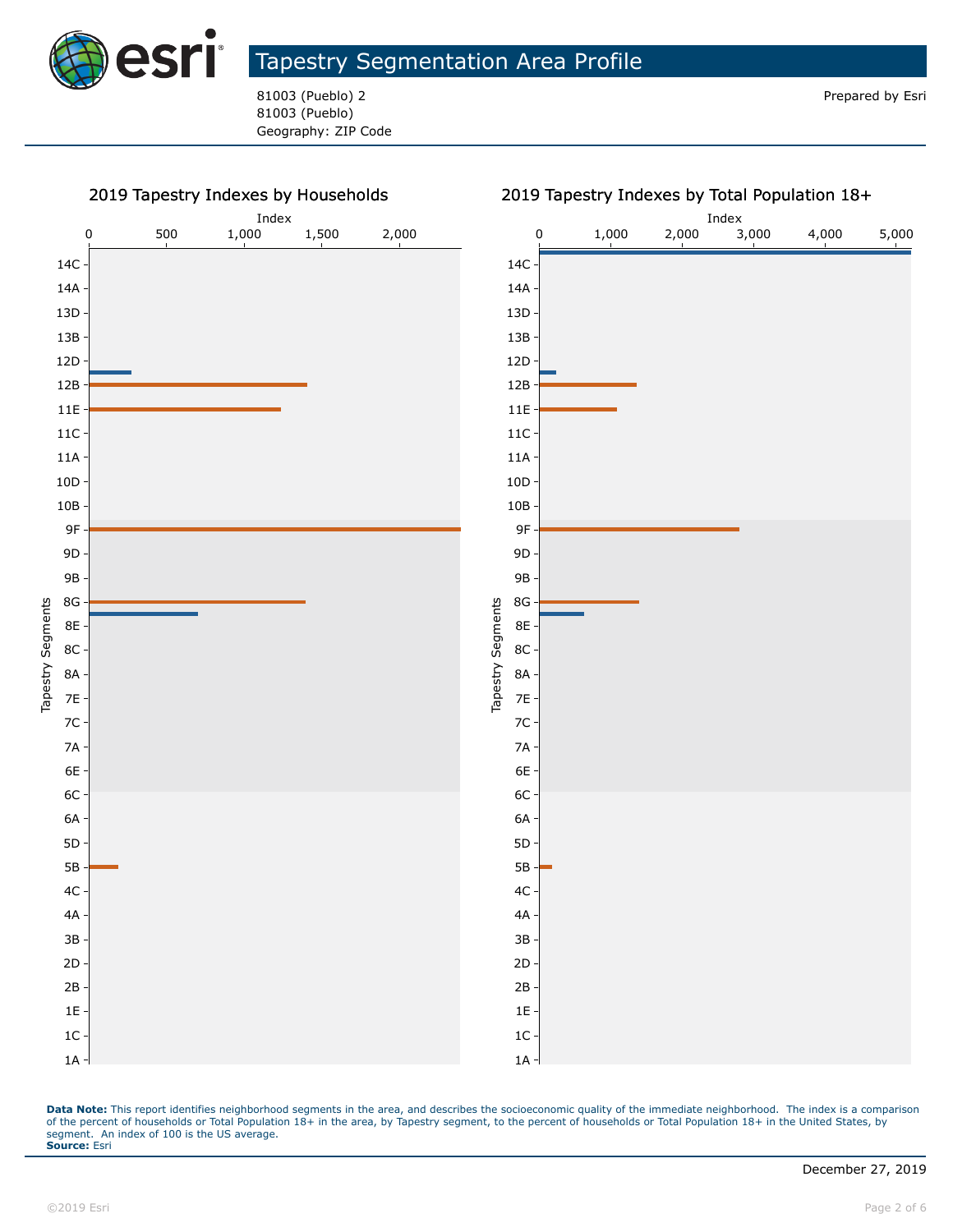# Tapestry Segmentation Area Profile

81003 (Pueblo) 2
81003 (Pueblo)
Geography: ZIP Code

Prepared by Esri

## 2019 Tapestry Indexes by Households

Index

0 | 500 | 1,000 | 1,500 | 2,000

Tapestry Segments: 14C, 14A, 13D, 13B, 12D, 12B, 11E, 11C, 11A, 10D, 10B, 9F, 9D, 9B, 8G, 8E, 8C, 8A, 7E, 7C, 7A, 6E, 6C, 6A, 5D, 5B, 4C, 4A, 3B, 2D, 2B, 1E, 1C, 1A

## 2019 Tapestry Indexes by Total Population 18+

Index

0 | 1,000 | 2,000 | 3,000 | 4,000 | 5,000

Tapestry Segments: 14C, 14A, 13D, 13B, 12D, 12B, 11E, 11C, 11A, 10D, 10B, 9F, 9D, 9B, 8G, 8E, 8C, 8A, 7E, 7C, 7A, 6E, 6C, 6A, 5D, 5B, 4C, 4A, 3B, 2D, 2B, 1E, 1C, 1A

**Data Note:** This report identifies neighborhood segments in the area, and describes the socioeconomic quality of the immediate neighborhood. The index is a comparison of the percent of households or Total Population 18+ in the area, by Tapestry segment, to the percent of households or Total Population 18+ in the United States, by segment. An index of 100 is the US average.
**Source:** Esri

December 27, 2019

©2019 Esri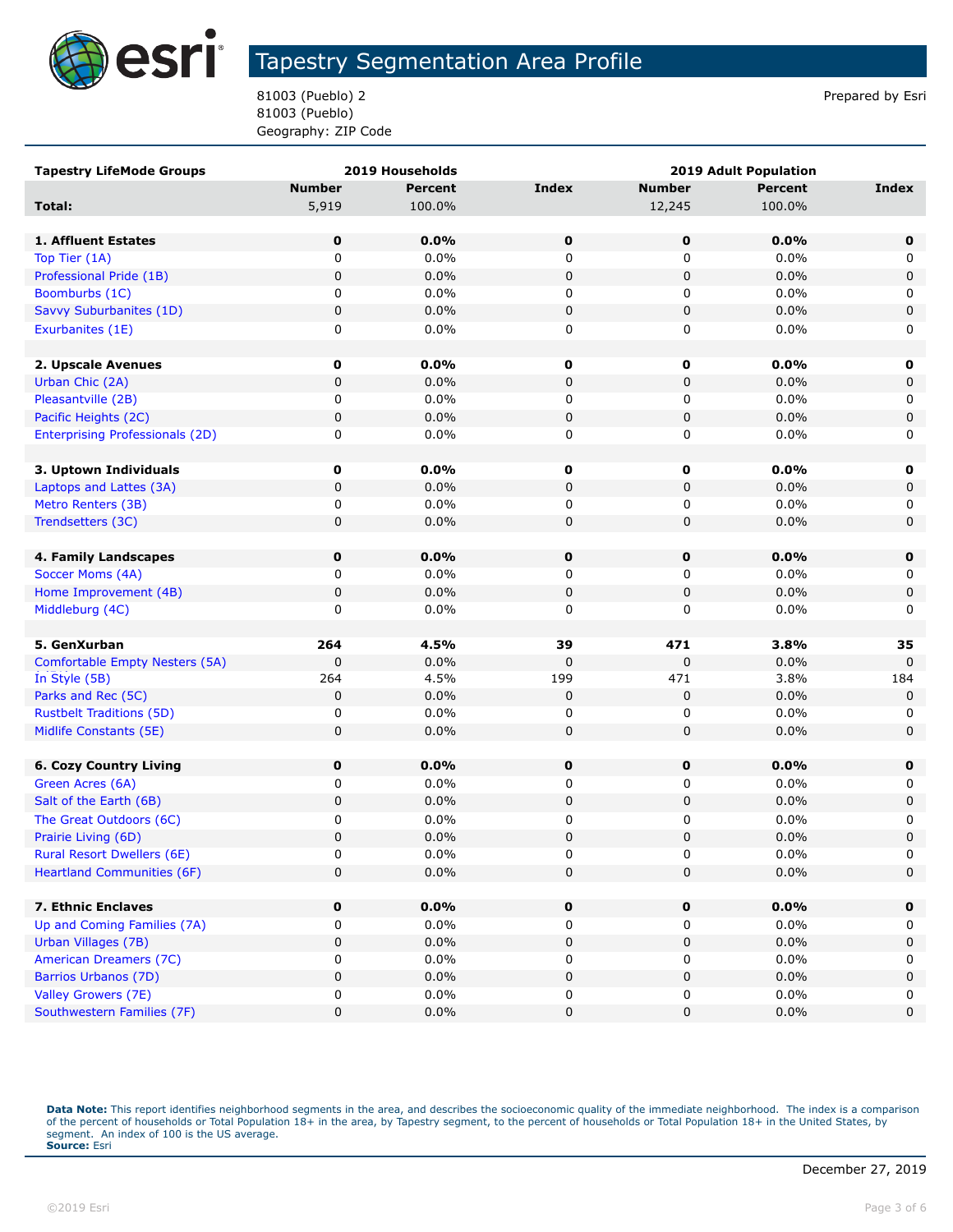# Tapestry Segmentation Area Profile

81003 (Pueblo) 2
81003 (Pueblo)
Geography: ZIP Code

Prepared by Esri

| Tapestry LifeMode Groups | 2019 Households | | | 2019 Adult Population | | |
|---|---|---|---|---|---|---|
| | Number | Percent | Index | Number | Percent | Index |
| **Total:** | 5,919 | 100.0% | | 12,245 | 100.0% | |
| | | | | | | |
| **1. Affluent Estates** | **0** | **0.0%** | **0** | **0** | **0.0%** | **0** |
| Top Tier (1A) | 0 | 0.0% | 0 | 0 | 0.0% | 0 |
| Professional Pride (1B) | 0 | 0.0% | 0 | 0 | 0.0% | 0 |
| Boomburbs (1C) | 0 | 0.0% | 0 | 0 | 0.0% | 0 |
| Savvy Suburbanites (1D) | 0 | 0.0% | 0 | 0 | 0.0% | 0 |
| Exurbanites (1E) | 0 | 0.0% | 0 | 0 | 0.0% | 0 |
| | | | | | | |
| **2. Upscale Avenues** | **0** | **0.0%** | **0** | **0** | **0.0%** | **0** |
| Urban Chic (2A) | 0 | 0.0% | 0 | 0 | 0.0% | 0 |
| Pleasantville (2B) | 0 | 0.0% | 0 | 0 | 0.0% | 0 |
| Pacific Heights (2C) | 0 | 0.0% | 0 | 0 | 0.0% | 0 |
| Enterprising Professionals (2D) | 0 | 0.0% | 0 | 0 | 0.0% | 0 |
| | | | | | | |
| **3. Uptown Individuals** | **0** | **0.0%** | **0** | **0** | **0.0%** | **0** |
| Laptops and Lattes (3A) | 0 | 0.0% | 0 | 0 | 0.0% | 0 |
| Metro Renters (3B) | 0 | 0.0% | 0 | 0 | 0.0% | 0 |
| Trendsetters (3C) | 0 | 0.0% | 0 | 0 | 0.0% | 0 |
| | | | | | | |
| **4. Family Landscapes** | **0** | **0.0%** | **0** | **0** | **0.0%** | **0** |
| Soccer Moms (4A) | 0 | 0.0% | 0 | 0 | 0.0% | 0 |
| Home Improvement (4B) | 0 | 0.0% | 0 | 0 | 0.0% | 0 |
| Middleburg (4C) | 0 | 0.0% | 0 | 0 | 0.0% | 0 |
| | | | | | | |
| **5. GenXurban** | **264** | **4.5%** | **39** | **471** | **3.8%** | **35** |
| Comfortable Empty Nesters (5A) | 0 | 0.0% | 0 | 0 | 0.0% | 0 |
| In Style (5B) | 264 | 4.5% | 199 | 471 | 3.8% | 184 |
| Parks and Rec (5C) | 0 | 0.0% | 0 | 0 | 0.0% | 0 |
| Rustbelt Traditions (5D) | 0 | 0.0% | 0 | 0 | 0.0% | 0 |
| Midlife Constants (5E) | 0 | 0.0% | 0 | 0 | 0.0% | 0 |
| | | | | | | |
| **6. Cozy Country Living** | **0** | **0.0%** | **0** | **0** | **0.0%** | **0** |
| Green Acres (6A) | 0 | 0.0% | 0 | 0 | 0.0% | 0 |
| Salt of the Earth (6B) | 0 | 0.0% | 0 | 0 | 0.0% | 0 |
| The Great Outdoors (6C) | 0 | 0.0% | 0 | 0 | 0.0% | 0 |
| Prairie Living (6D) | 0 | 0.0% | 0 | 0 | 0.0% | 0 |
| Rural Resort Dwellers (6E) | 0 | 0.0% | 0 | 0 | 0.0% | 0 |
| Heartland Communities (6F) | 0 | 0.0% | 0 | 0 | 0.0% | 0 |
| | | | | | | |
| **7. Ethnic Enclaves** | **0** | **0.0%** | **0** | **0** | **0.0%** | **0** |
| Up and Coming Families (7A) | 0 | 0.0% | 0 | 0 | 0.0% | 0 |
| Urban Villages (7B) | 0 | 0.0% | 0 | 0 | 0.0% | 0 |
| American Dreamers (7C) | 0 | 0.0% | 0 | 0 | 0.0% | 0 |
| Barrios Urbanos (7D) | 0 | 0.0% | 0 | 0 | 0.0% | 0 |
| Valley Growers (7E) | 0 | 0.0% | 0 | 0 | 0.0% | 0 |
| Southwestern Families (7F) | 0 | 0.0% | 0 | 0 | 0.0% | 0 |

**Data Note:** This report identifies neighborhood segments in the area, and describes the socioeconomic quality of the immediate neighborhood. The index is a comparison of the percent of households or Total Population 18+ in the area, by Tapestry segment, to the percent of households or Total Population 18+ in the United States, by segment. An index of 100 is the US average.
**Source:** Esri

December 27, 2019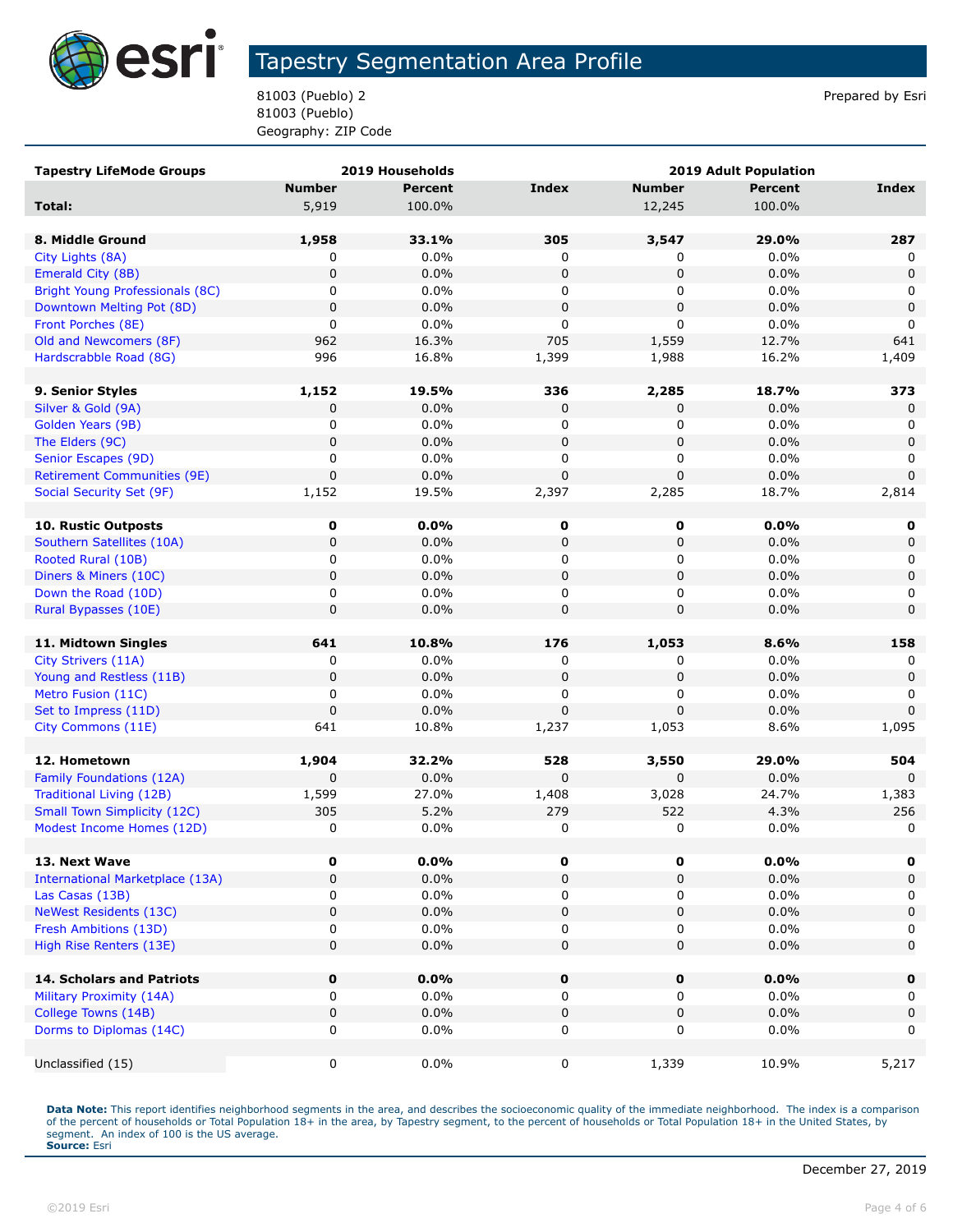# Tapestry Segmentation Area Profile

81003 (Pueblo) 2
81003 (Pueblo)
Geography: ZIP Code

Prepared by Esri

| Tapestry LifeMode Groups | 2019 Households | | | 2019 Adult Population | | |
|---|---|---|---|---|---|---|
| | Number | Percent | Index | Number | Percent | Index |
| **Total:** | 5,919 | 100.0% | | 12,245 | 100.0% | |
| | | | | | | |
| **8. Middle Ground** | **1,958** | **33.1%** | **305** | **3,547** | **29.0%** | **287** |
| City Lights (8A) | 0 | 0.0% | 0 | 0 | 0.0% | 0 |
| Emerald City (8B) | 0 | 0.0% | 0 | 0 | 0.0% | 0 |
| Bright Young Professionals (8C) | 0 | 0.0% | 0 | 0 | 0.0% | 0 |
| Downtown Melting Pot (8D) | 0 | 0.0% | 0 | 0 | 0.0% | 0 |
| Front Porches (8E) | 0 | 0.0% | 0 | 0 | 0.0% | 0 |
| Old and Newcomers (8F) | 962 | 16.3% | 705 | 1,559 | 12.7% | 641 |
| Hardscrabble Road (8G) | 996 | 16.8% | 1,399 | 1,988 | 16.2% | 1,409 |
| | | | | | | |
| **9. Senior Styles** | **1,152** | **19.5%** | **336** | **2,285** | **18.7%** | **373** |
| Silver & Gold (9A) | 0 | 0.0% | 0 | 0 | 0.0% | 0 |
| Golden Years (9B) | 0 | 0.0% | 0 | 0 | 0.0% | 0 |
| The Elders (9C) | 0 | 0.0% | 0 | 0 | 0.0% | 0 |
| Senior Escapes (9D) | 0 | 0.0% | 0 | 0 | 0.0% | 0 |
| Retirement Communities (9E) | 0 | 0.0% | 0 | 0 | 0.0% | 0 |
| Social Security Set (9F) | 1,152 | 19.5% | 2,397 | 2,285 | 18.7% | 2,814 |
| | | | | | | |
| **10. Rustic Outposts** | **0** | **0.0%** | **0** | **0** | **0.0%** | **0** |
| Southern Satellites (10A) | 0 | 0.0% | 0 | 0 | 0.0% | 0 |
| Rooted Rural (10B) | 0 | 0.0% | 0 | 0 | 0.0% | 0 |
| Diners & Miners (10C) | 0 | 0.0% | 0 | 0 | 0.0% | 0 |
| Down the Road (10D) | 0 | 0.0% | 0 | 0 | 0.0% | 0 |
| Rural Bypasses (10E) | 0 | 0.0% | 0 | 0 | 0.0% | 0 |
| | | | | | | |
| **11. Midtown Singles** | **641** | **10.8%** | **176** | **1,053** | **8.6%** | **158** |
| City Strivers (11A) | 0 | 0.0% | 0 | 0 | 0.0% | 0 |
| Young and Restless (11B) | 0 | 0.0% | 0 | 0 | 0.0% | 0 |
| Metro Fusion (11C) | 0 | 0.0% | 0 | 0 | 0.0% | 0 |
| Set to Impress (11D) | 0 | 0.0% | 0 | 0 | 0.0% | 0 |
| City Commons (11E) | 641 | 10.8% | 1,237 | 1,053 | 8.6% | 1,095 |
| | | | | | | |
| **12. Hometown** | **1,904** | **32.2%** | **528** | **3,550** | **29.0%** | **504** |
| Family Foundations (12A) | 0 | 0.0% | 0 | 0 | 0.0% | 0 |
| Traditional Living (12B) | 1,599 | 27.0% | 1,408 | 3,028 | 24.7% | 1,383 |
| Small Town Simplicity (12C) | 305 | 5.2% | 279 | 522 | 4.3% | 256 |
| Modest Income Homes (12D) | 0 | 0.0% | 0 | 0 | 0.0% | 0 |
| | | | | | | |
| **13. Next Wave** | **0** | **0.0%** | **0** | **0** | **0.0%** | **0** |
| International Marketplace (13A) | 0 | 0.0% | 0 | 0 | 0.0% | 0 |
| Las Casas (13B) | 0 | 0.0% | 0 | 0 | 0.0% | 0 |
| NeWest Residents (13C) | 0 | 0.0% | 0 | 0 | 0.0% | 0 |
| Fresh Ambitions (13D) | 0 | 0.0% | 0 | 0 | 0.0% | 0 |
| High Rise Renters (13E) | 0 | 0.0% | 0 | 0 | 0.0% | 0 |
| | | | | | | |
| **14. Scholars and Patriots** | **0** | **0.0%** | **0** | **0** | **0.0%** | **0** |
| Military Proximity (14A) | 0 | 0.0% | 0 | 0 | 0.0% | 0 |
| College Towns (14B) | 0 | 0.0% | 0 | 0 | 0.0% | 0 |
| Dorms to Diplomas (14C) | 0 | 0.0% | 0 | 0 | 0.0% | 0 |
| | | | | | | |
| Unclassified (15) | 0 | 0.0% | 0 | 1,339 | 10.9% | 5,217 |

**Data Note:** This report identifies neighborhood segments in the area, and describes the socioeconomic quality of the immediate neighborhood. The index is a comparison of the percent of households or Total Population 18+ in the area, by Tapestry segment, to the percent of households or Total Population 18+ in the United States, by segment. An index of 100 is the US average.
**Source:** Esri

December 27, 2019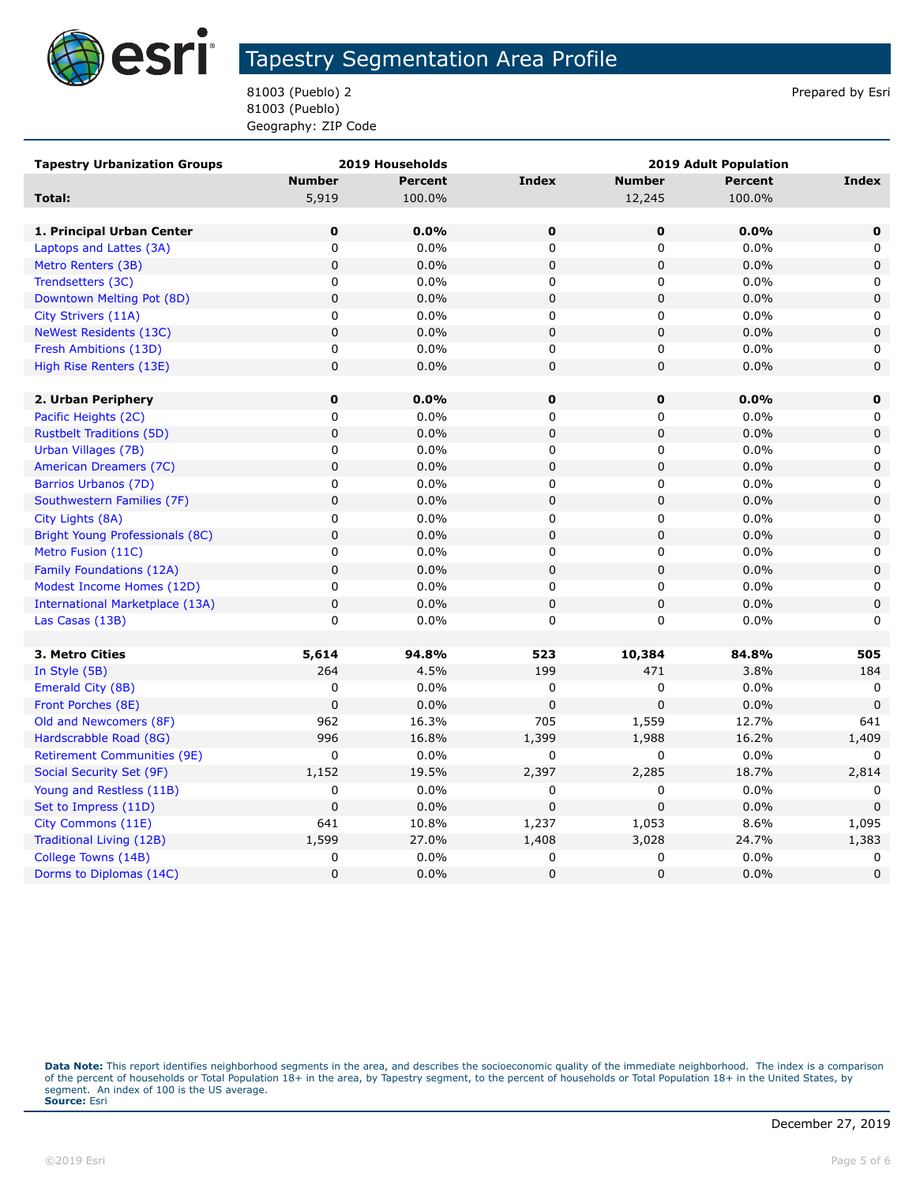# Tapestry Segmentation Area Profile

81003 (Pueblo) 2
81003 (Pueblo)
Geography: ZIP Code

Prepared by Esri

| Tapestry Urbanization Groups | 2019 Households | | | 2019 Adult Population | | |
|---|---|---|---|---|---|---|
| | Number | Percent | Index | Number | Percent | Index |
| **Total:** | 5,919 | 100.0% | | 12,245 | 100.0% | |
| | | | | | | |
| **1. Principal Urban Center** | **0** | **0.0%** | **0** | **0** | **0.0%** | **0** |
| Laptops and Lattes (3A) | 0 | 0.0% | 0 | 0 | 0.0% | 0 |
| Metro Renters (3B) | 0 | 0.0% | 0 | 0 | 0.0% | 0 |
| Trendsetters (3C) | 0 | 0.0% | 0 | 0 | 0.0% | 0 |
| Downtown Melting Pot (8D) | 0 | 0.0% | 0 | 0 | 0.0% | 0 |
| City Strivers (11A) | 0 | 0.0% | 0 | 0 | 0.0% | 0 |
| NeWest Residents (13C) | 0 | 0.0% | 0 | 0 | 0.0% | 0 |
| Fresh Ambitions (13D) | 0 | 0.0% | 0 | 0 | 0.0% | 0 |
| High Rise Renters (13E) | 0 | 0.0% | 0 | 0 | 0.0% | 0 |
| | | | | | | |
| **2. Urban Periphery** | **0** | **0.0%** | **0** | **0** | **0.0%** | **0** |
| Pacific Heights (2C) | 0 | 0.0% | 0 | 0 | 0.0% | 0 |
| Rustbelt Traditions (5D) | 0 | 0.0% | 0 | 0 | 0.0% | 0 |
| Urban Villages (7B) | 0 | 0.0% | 0 | 0 | 0.0% | 0 |
| American Dreamers (7C) | 0 | 0.0% | 0 | 0 | 0.0% | 0 |
| Barrios Urbanos (7D) | 0 | 0.0% | 0 | 0 | 0.0% | 0 |
| Southwestern Families (7F) | 0 | 0.0% | 0 | 0 | 0.0% | 0 |
| City Lights (8A) | 0 | 0.0% | 0 | 0 | 0.0% | 0 |
| Bright Young Professionals (8C) | 0 | 0.0% | 0 | 0 | 0.0% | 0 |
| Metro Fusion (11C) | 0 | 0.0% | 0 | 0 | 0.0% | 0 |
| Family Foundations (12A) | 0 | 0.0% | 0 | 0 | 0.0% | 0 |
| Modest Income Homes (12D) | 0 | 0.0% | 0 | 0 | 0.0% | 0 |
| International Marketplace (13A) | 0 | 0.0% | 0 | 0 | 0.0% | 0 |
| Las Casas (13B) | 0 | 0.0% | 0 | 0 | 0.0% | 0 |
| | | | | | | |
| **3. Metro Cities** | **5,614** | **94.8%** | **523** | **10,384** | **84.8%** | **505** |
| In Style (5B) | 264 | 4.5% | 199 | 471 | 3.8% | 184 |
| Emerald City (8B) | 0 | 0.0% | 0 | 0 | 0.0% | 0 |
| Front Porches (8E) | 0 | 0.0% | 0 | 0 | 0.0% | 0 |
| Old and Newcomers (8F) | 962 | 16.3% | 705 | 1,559 | 12.7% | 641 |
| Hardscrabble Road (8G) | 996 | 16.8% | 1,399 | 1,988 | 16.2% | 1,409 |
| Retirement Communities (9E) | 0 | 0.0% | 0 | 0 | 0.0% | 0 |
| Social Security Set (9F) | 1,152 | 19.5% | 2,397 | 2,285 | 18.7% | 2,814 |
| Young and Restless (11B) | 0 | 0.0% | 0 | 0 | 0.0% | 0 |
| Set to Impress (11D) | 0 | 0.0% | 0 | 0 | 0.0% | 0 |
| City Commons (11E) | 641 | 10.8% | 1,237 | 1,053 | 8.6% | 1,095 |
| Traditional Living (12B) | 1,599 | 27.0% | 1,408 | 3,028 | 24.7% | 1,383 |
| College Towns (14B) | 0 | 0.0% | 0 | 0 | 0.0% | 0 |
| Dorms to Diplomas (14C) | 0 | 0.0% | 0 | 0 | 0.0% | 0 |

**Data Note:** This report identifies neighborhood segments in the area, and describes the socioeconomic quality of the immediate neighborhood. The index is a comparison of the percent of households or Total Population 18+ in the area, by Tapestry segment, to the percent of households or Total Population 18+ in the United States, by segment. An index of 100 is the US average.
**Source:** Esri

December 27, 2019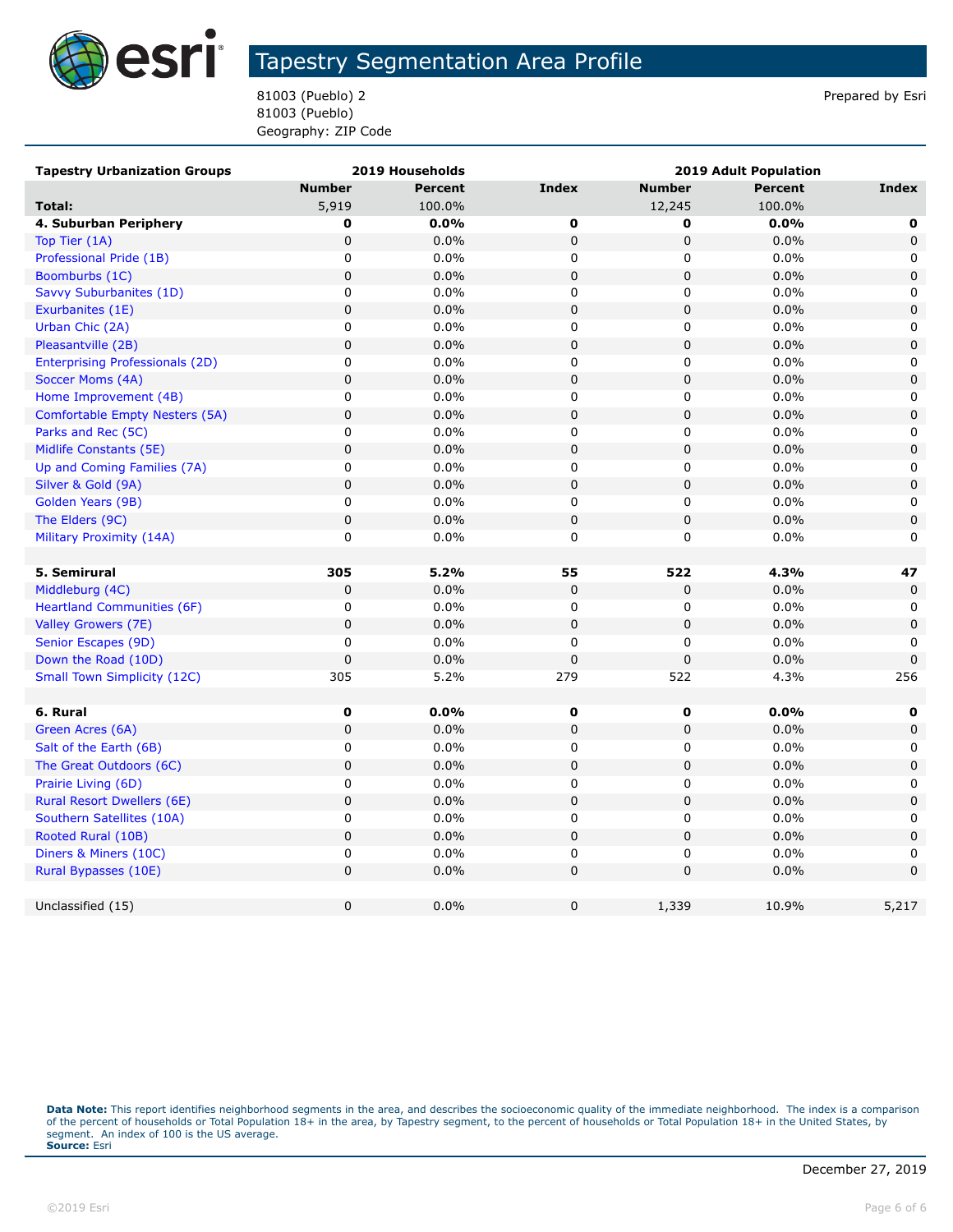# Tapestry Segmentation Area Profile

81003 (Pueblo) 2
81003 (Pueblo)
Geography: ZIP Code

Prepared by Esri

| Tapestry Urbanization Groups | 2019 Households | | | 2019 Adult Population | | |
|---|---|---|---|---|---|---|
| | Number | Percent | Index | Number | Percent | Index |
| **Total:** | 5,919 | 100.0% | | 12,245 | 100.0% | |
| **4. Suburban Periphery** | **0** | **0.0%** | **0** | **0** | **0.0%** | **0** |
| Top Tier (1A) | 0 | 0.0% | 0 | 0 | 0.0% | 0 |
| Professional Pride (1B) | 0 | 0.0% | 0 | 0 | 0.0% | 0 |
| Boomburbs (1C) | 0 | 0.0% | 0 | 0 | 0.0% | 0 |
| Savvy Suburbanites (1D) | 0 | 0.0% | 0 | 0 | 0.0% | 0 |
| Exurbanites (1E) | 0 | 0.0% | 0 | 0 | 0.0% | 0 |
| Urban Chic (2A) | 0 | 0.0% | 0 | 0 | 0.0% | 0 |
| Pleasantville (2B) | 0 | 0.0% | 0 | 0 | 0.0% | 0 |
| Enterprising Professionals (2D) | 0 | 0.0% | 0 | 0 | 0.0% | 0 |
| Soccer Moms (4A) | 0 | 0.0% | 0 | 0 | 0.0% | 0 |
| Home Improvement (4B) | 0 | 0.0% | 0 | 0 | 0.0% | 0 |
| Comfortable Empty Nesters (5A) | 0 | 0.0% | 0 | 0 | 0.0% | 0 |
| Parks and Rec (5C) | 0 | 0.0% | 0 | 0 | 0.0% | 0 |
| Midlife Constants (5E) | 0 | 0.0% | 0 | 0 | 0.0% | 0 |
| Up and Coming Families (7A) | 0 | 0.0% | 0 | 0 | 0.0% | 0 |
| Silver & Gold (9A) | 0 | 0.0% | 0 | 0 | 0.0% | 0 |
| Golden Years (9B) | 0 | 0.0% | 0 | 0 | 0.0% | 0 |
| The Elders (9C) | 0 | 0.0% | 0 | 0 | 0.0% | 0 |
| Military Proximity (14A) | 0 | 0.0% | 0 | 0 | 0.0% | 0 |
| | | | | | | |
| **5. Semirural** | **305** | **5.2%** | **55** | **522** | **4.3%** | **47** |
| Middleburg (4C) | 0 | 0.0% | 0 | 0 | 0.0% | 0 |
| Heartland Communities (6F) | 0 | 0.0% | 0 | 0 | 0.0% | 0 |
| Valley Growers (7E) | 0 | 0.0% | 0 | 0 | 0.0% | 0 |
| Senior Escapes (9D) | 0 | 0.0% | 0 | 0 | 0.0% | 0 |
| Down the Road (10D) | 0 | 0.0% | 0 | 0 | 0.0% | 0 |
| Small Town Simplicity (12C) | 305 | 5.2% | 279 | 522 | 4.3% | 256 |
| | | | | | | |
| **6. Rural** | **0** | **0.0%** | **0** | **0** | **0.0%** | **0** |
| Green Acres (6A) | 0 | 0.0% | 0 | 0 | 0.0% | 0 |
| Salt of the Earth (6B) | 0 | 0.0% | 0 | 0 | 0.0% | 0 |
| The Great Outdoors (6C) | 0 | 0.0% | 0 | 0 | 0.0% | 0 |
| Prairie Living (6D) | 0 | 0.0% | 0 | 0 | 0.0% | 0 |
| Rural Resort Dwellers (6E) | 0 | 0.0% | 0 | 0 | 0.0% | 0 |
| Southern Satellites (10A) | 0 | 0.0% | 0 | 0 | 0.0% | 0 |
| Rooted Rural (10B) | 0 | 0.0% | 0 | 0 | 0.0% | 0 |
| Diners & Miners (10C) | 0 | 0.0% | 0 | 0 | 0.0% | 0 |
| Rural Bypasses (10E) | 0 | 0.0% | 0 | 0 | 0.0% | 0 |
| | | | | | | |
| Unclassified (15) | 0 | 0.0% | 0 | 1,339 | 10.9% | 5,217 |

**Data Note:** This report identifies neighborhood segments in the area, and describes the socioeconomic quality of the immediate neighborhood. The index is a comparison of the percent of households or Total Population 18+ in the area, by Tapestry segment, to the percent of households or Total Population 18+ in the United States, by segment. An index of 100 is the US average.
**Source:** Esri

December 27, 2019